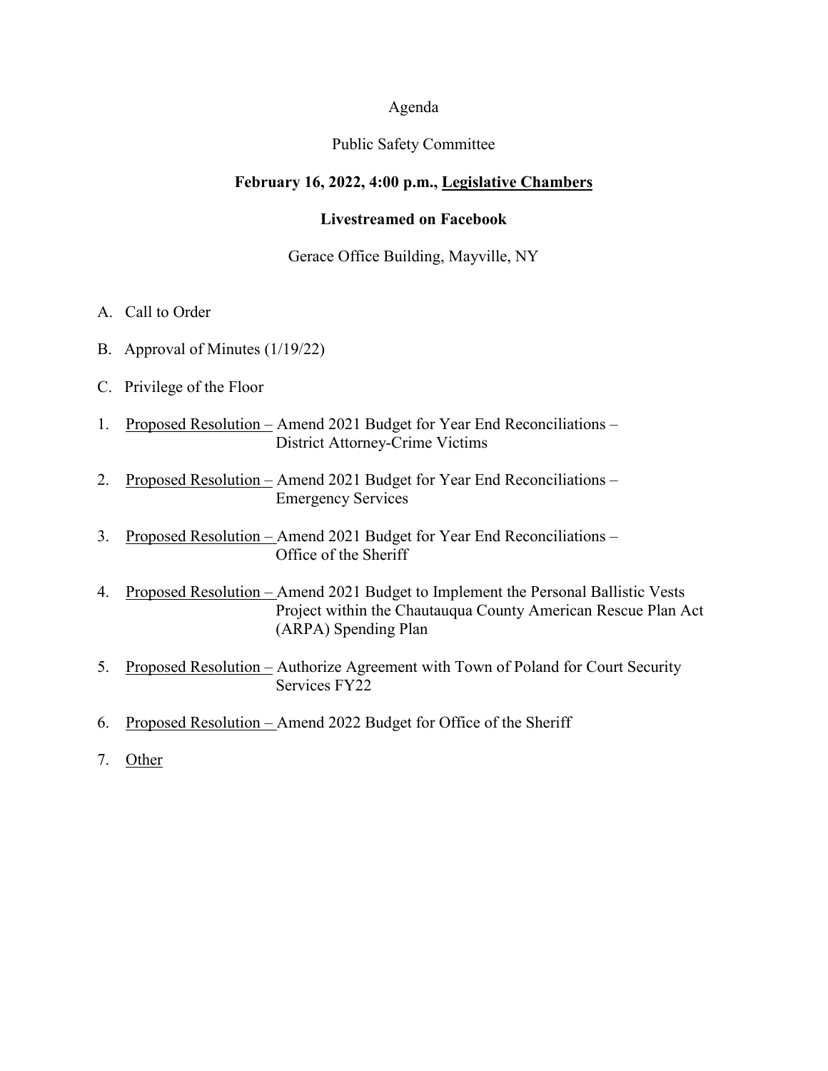Agenda

Public Safety Committee

**February 16, 2022, 4:00 p.m., Legislative Chambers**

**Livestreamed on Facebook**

Gerace Office Building, Mayville, NY

A. Call to Order

B. Approval of Minutes (1/19/22)

C. Privilege of the Floor

1. Proposed Resolution – Amend 2021 Budget for Year End Reconciliations – District Attorney-Crime Victims

2. Proposed Resolution – Amend 2021 Budget for Year End Reconciliations – Emergency Services

3. Proposed Resolution – Amend 2021 Budget for Year End Reconciliations – Office of the Sheriff

4. Proposed Resolution – Amend 2021 Budget to Implement the Personal Ballistic Vests Project within the Chautauqua County American Rescue Plan Act (ARPA) Spending Plan

5. Proposed Resolution – Authorize Agreement with Town of Poland for Court Security Services FY22

6. Proposed Resolution – Amend 2022 Budget for Office of the Sheriff

7. Other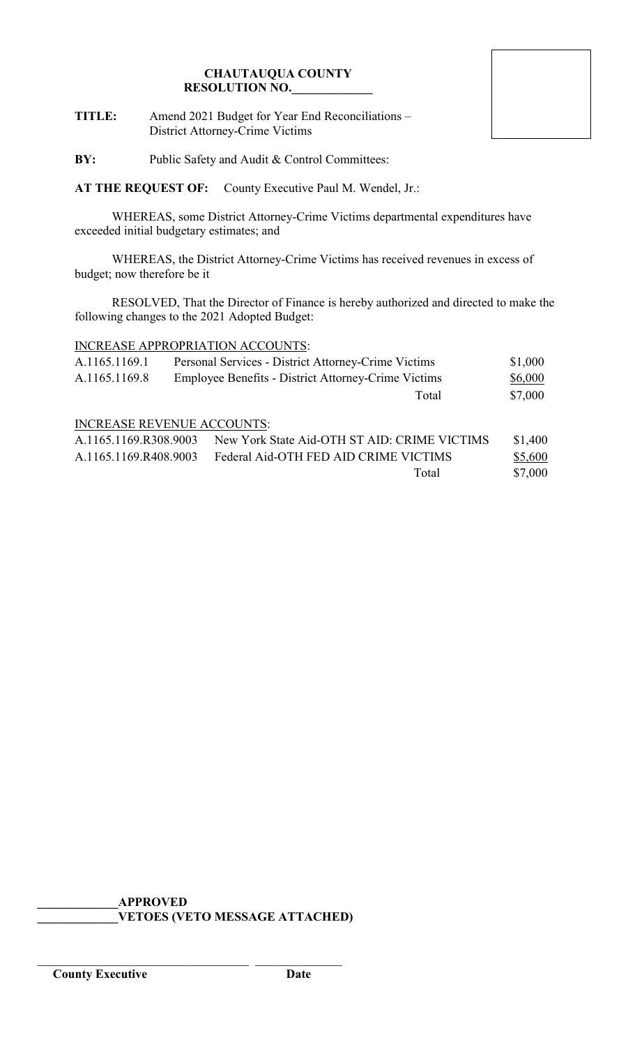**CHAUTAUQUA COUNTY**
**RESOLUTION NO.\_\_\_\_\_\_\_\_\_\_\_\_\_**

**TITLE:** Amend 2021 Budget for Year End Reconciliations – District Attorney-Crime Victims

**BY:** Public Safety and Audit & Control Committees:

**AT THE REQUEST OF:** County Executive Paul M. Wendel, Jr.:

WHEREAS, some District Attorney-Crime Victims departmental expenditures have exceeded initial budgetary estimates; and

WHEREAS, the District Attorney-Crime Victims has received revenues in excess of budget; now therefore be it

RESOLVED, That the Director of Finance is hereby authorized and directed to make the following changes to the 2021 Adopted Budget:

INCREASE APPROPRIATION ACCOUNTS:

| | | |
|---|---|---|
| A.1165.1169.1 | Personal Services - District Attorney-Crime Victims | $1,000 |
| A.1165.1169.8 | Employee Benefits - District Attorney-Crime Victims | $6,000 |
| | Total | $7,000 |

INCREASE REVENUE ACCOUNTS:

| | | |
|---|---|---|
| A.1165.1169.R308.9003 | New York State Aid-OTH ST AID: CRIME VICTIMS | $1,400 |
| A.1165.1169.R408.9003 | Federal Aid-OTH FED AID CRIME VICTIMS | $5,600 |
| | Total | $7,000 |

\_\_\_\_\_\_\_\_\_\_\_\_\_**APPROVED**
\_\_\_\_\_\_\_\_\_\_\_\_\_**VETOES (VETO MESSAGE ATTACHED)**

\_\_\_\_\_\_\_\_\_\_\_\_\_\_\_\_\_\_\_\_\_\_\_\_\_\_\_\_\_\_\_\_\_\_ \_\_\_\_\_\_\_\_\_\_\_\_\_\_
**County Executive** **Date**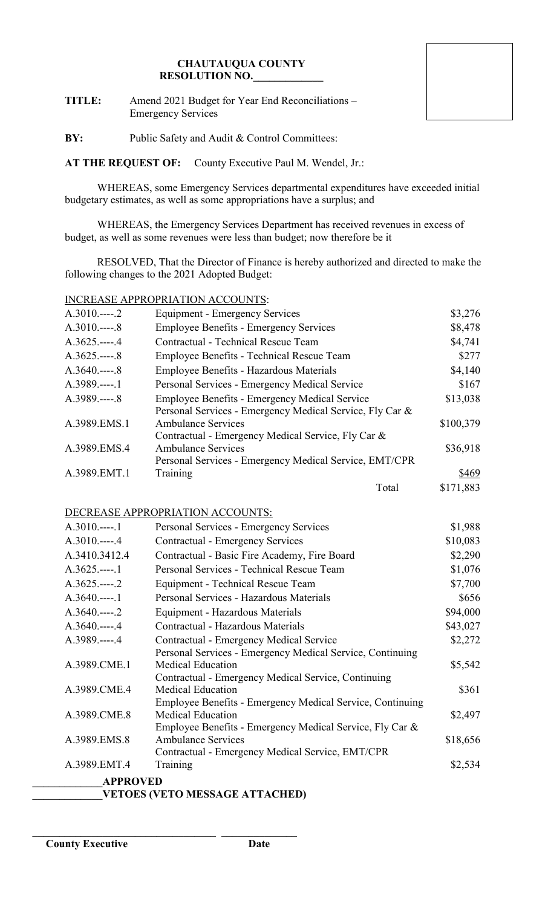**CHAUTAUQUA COUNTY**
**RESOLUTION NO.\_\_\_\_\_\_\_\_\_\_\_\_\_**

**TITLE:** Amend 2021 Budget for Year End Reconciliations – Emergency Services

**BY:** Public Safety and Audit & Control Committees:

**AT THE REQUEST OF:** County Executive Paul M. Wendel, Jr.:

WHEREAS, some Emergency Services departmental expenditures have exceeded initial budgetary estimates, as well as some appropriations have a surplus; and

WHEREAS, the Emergency Services Department has received revenues in excess of budget, as well as some revenues were less than budget; now therefore be it

RESOLVED, That the Director of Finance is hereby authorized and directed to make the following changes to the 2021 Adopted Budget:

INCREASE APPROPRIATION ACCOUNTS:

| Account | Description | Amount |
|---|---|---|
| A.3010.----.2 | Equipment - Emergency Services | $3,276 |
| A.3010.----.8 | Employee Benefits - Emergency Services | $8,478 |
| A.3625.----.4 | Contractual - Technical Rescue Team | $4,741 |
| A.3625.----.8 | Employee Benefits - Technical Rescue Team | $277 |
| A.3640.----.8 | Employee Benefits - Hazardous Materials | $4,140 |
| A.3989.----.1 | Personal Services - Emergency Medical Service | $167 |
| A.3989.----.8 | Employee Benefits - Emergency Medical Service | $13,038 |
| A.3989.EMS.1 | Personal Services - Emergency Medical Service, Fly Car & Ambulance Services | $100,379 |
| A.3989.EMS.4 | Contractual - Emergency Medical Service, Fly Car & Ambulance Services | $36,918 |
| A.3989.EMT.1 | Personal Services - Emergency Medical Service, EMT/CPR Training | $469 |
| | Total | $171,883 |

DECREASE APPROPRIATION ACCOUNTS:

| Account | Description | Amount |
|---|---|---|
| A.3010.----.1 | Personal Services - Emergency Services | $1,988 |
| A.3010.----.4 | Contractual - Emergency Services | $10,083 |
| A.3410.3412.4 | Contractual - Basic Fire Academy, Fire Board | $2,290 |
| A.3625.----.1 | Personal Services - Technical Rescue Team | $1,076 |
| A.3625.----.2 | Equipment - Technical Rescue Team | $7,700 |
| A.3640.----.1 | Personal Services - Hazardous Materials | $656 |
| A.3640.----.2 | Equipment - Hazardous Materials | $94,000 |
| A.3640.----.4 | Contractual - Hazardous Materials | $43,027 |
| A.3989.----.4 | Contractual - Emergency Medical Service | $2,272 |
| A.3989.CME.1 | Personal Services - Emergency Medical Service, Continuing Medical Education | $5,542 |
| A.3989.CME.4 | Contractual - Emergency Medical Service, Continuing Medical Education | $361 |
| A.3989.CME.8 | Employee Benefits - Emergency Medical Service, Continuing Medical Education | $2,497 |
| A.3989.EMS.8 | Employee Benefits - Emergency Medical Service, Fly Car & Ambulance Services | $18,656 |
| A.3989.EMT.4 | Contractual - Emergency Medical Service, EMT/CPR Training | $2,534 |

\_\_\_\_\_\_\_\_\_\_\_\_\_**APPROVED**

\_\_\_\_\_\_\_\_\_\_\_\_\_**VETOES (VETO MESSAGE ATTACHED)**

\_\_\_\_\_\_\_\_\_\_\_\_\_\_\_\_\_\_\_\_\_\_\_\_\_\_\_\_\_\_\_\_\_\_ \_\_\_\_\_\_\_\_\_\_\_\_\_\_

**County Executive** **Date**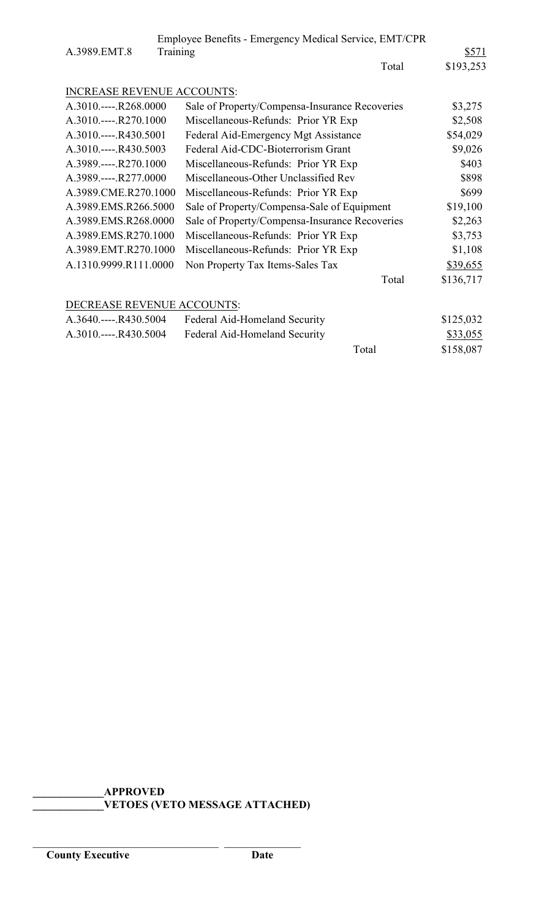| | | |
|---|---|---|
| A.3989.EMT.8 | Employee Benefits - Emergency Medical Service, EMT/CPR Training | $571 |
| | Total | $193,253 |

INCREASE REVENUE ACCOUNTS:

| | | |
|---|---|---|
| A.3010.----.R268.0000 | Sale of Property/Compensa-Insurance Recoveries | $3,275 |
| A.3010.----.R270.1000 | Miscellaneous-Refunds: Prior YR Exp | $2,508 |
| A.3010.----.R430.5001 | Federal Aid-Emergency Mgt Assistance | $54,029 |
| A.3010.----.R430.5003 | Federal Aid-CDC-Bioterrorism Grant | $9,026 |
| A.3989.----.R270.1000 | Miscellaneous-Refunds: Prior YR Exp | $403 |
| A.3989.----.R277.0000 | Miscellaneous-Other Unclassified Rev | $898 |
| A.3989.CME.R270.1000 | Miscellaneous-Refunds: Prior YR Exp | $699 |
| A.3989.EMS.R266.5000 | Sale of Property/Compensa-Sale of Equipment | $19,100 |
| A.3989.EMS.R268.0000 | Sale of Property/Compensa-Insurance Recoveries | $2,263 |
| A.3989.EMS.R270.1000 | Miscellaneous-Refunds: Prior YR Exp | $3,753 |
| A.3989.EMT.R270.1000 | Miscellaneous-Refunds: Prior YR Exp | $1,108 |
| A.1310.9999.R111.0000 | Non Property Tax Items-Sales Tax | $39,655 |
| | Total | $136,717 |

DECREASE REVENUE ACCOUNTS:

| | | |
|---|---|---|
| A.3640.----.R430.5004 | Federal Aid-Homeland Security | $125,032 |
| A.3010.----.R430.5004 | Federal Aid-Homeland Security | $33,055 |
| | Total | $158,087 |

____________**APPROVED**
____________**VETOES (VETO MESSAGE ATTACHED)**

_________________________________ ______________
**County Executive** **Date**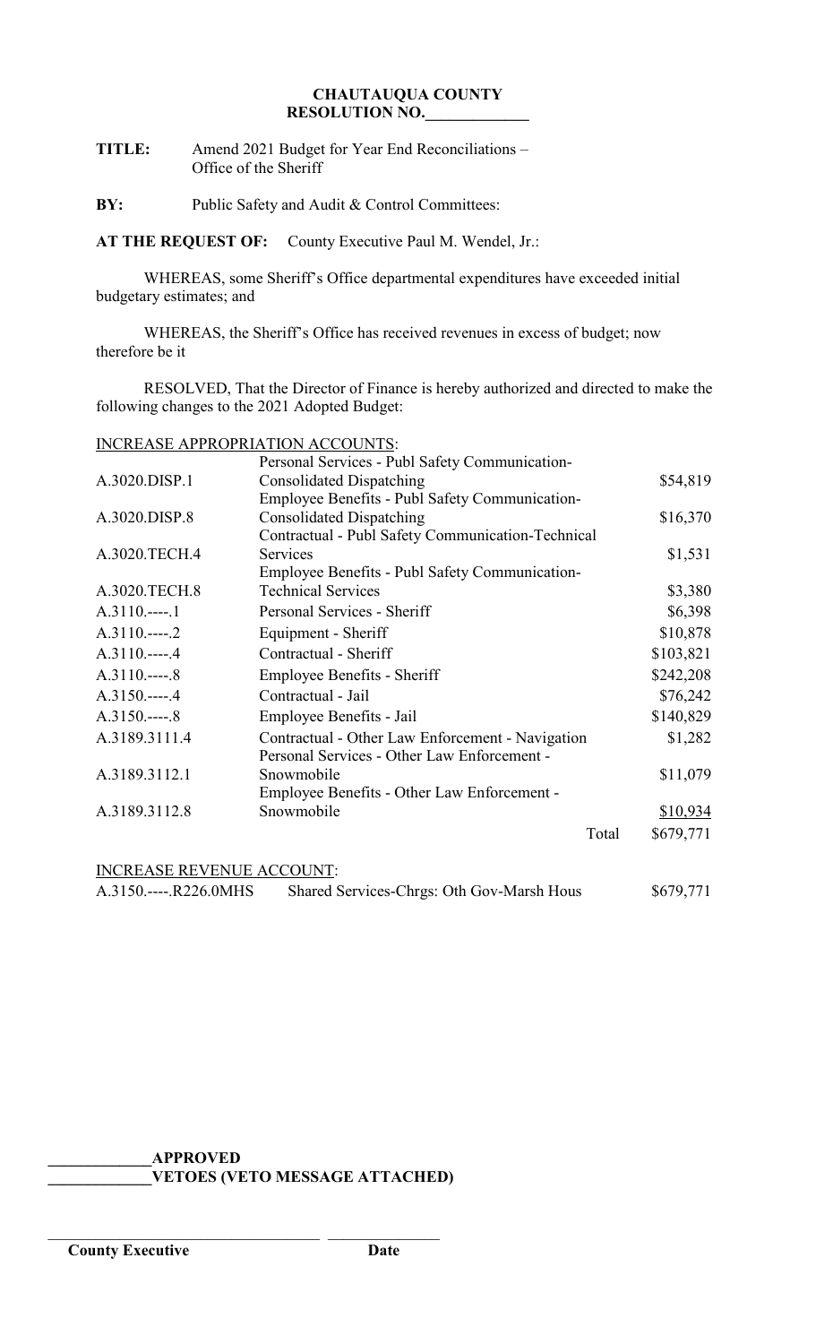**CHAUTAUQUA COUNTY**
**RESOLUTION NO.\_\_\_\_\_\_\_\_\_\_\_\_\_**

**TITLE:** Amend 2021 Budget for Year End Reconciliations – Office of the Sheriff

**BY:** Public Safety and Audit & Control Committees:

**AT THE REQUEST OF:** County Executive Paul M. Wendel, Jr.:

WHEREAS, some Sheriff's Office departmental expenditures have exceeded initial budgetary estimates; and

WHEREAS, the Sheriff's Office has received revenues in excess of budget; now therefore be it

RESOLVED, That the Director of Finance is hereby authorized and directed to make the following changes to the 2021 Adopted Budget:

INCREASE APPROPRIATION ACCOUNTS:

| Account | Description | Amount |
|---|---|---|
| A.3020.DISP.1 | Personal Services - Publ Safety Communication-Consolidated Dispatching | $54,819 |
| A.3020.DISP.8 | Employee Benefits - Publ Safety Communication-Consolidated Dispatching | $16,370 |
| A.3020.TECH.4 | Contractual - Publ Safety Communication-Technical Services | $1,531 |
| A.3020.TECH.8 | Employee Benefits - Publ Safety Communication-Technical Services | $3,380 |
| A.3110.----.1 | Personal Services - Sheriff | $6,398 |
| A.3110.----.2 | Equipment - Sheriff | $10,878 |
| A.3110.----.4 | Contractual - Sheriff | $103,821 |
| A.3110.----.8 | Employee Benefits - Sheriff | $242,208 |
| A.3150.----.4 | Contractual - Jail | $76,242 |
| A.3150.----.8 | Employee Benefits - Jail | $140,829 |
| A.3189.3111.4 | Contractual - Other Law Enforcement - Navigation | $1,282 |
| A.3189.3112.1 | Personal Services - Other Law Enforcement - Snowmobile | $11,079 |
| A.3189.3112.8 | Employee Benefits - Other Law Enforcement - Snowmobile | $10,934 |
| | Total | $679,771 |

INCREASE REVENUE ACCOUNT:

| Account | Description | Amount |
|---|---|---|
| A.3150.----.R226.0MHS | Shared Services-Chrgs: Oth Gov-Marsh Hous | $679,771 |

\_\_\_\_\_\_\_\_\_\_\_\_\_**APPROVED**
\_\_\_\_\_\_\_\_\_\_\_\_\_**VETOES (VETO MESSAGE ATTACHED)**

\_\_\_\_\_\_\_\_\_\_\_\_\_\_\_\_\_\_\_\_\_\_\_\_\_\_\_\_\_\_\_\_\_\_ \_\_\_\_\_\_\_\_\_\_\_\_\_\_
**County Executive** **Date**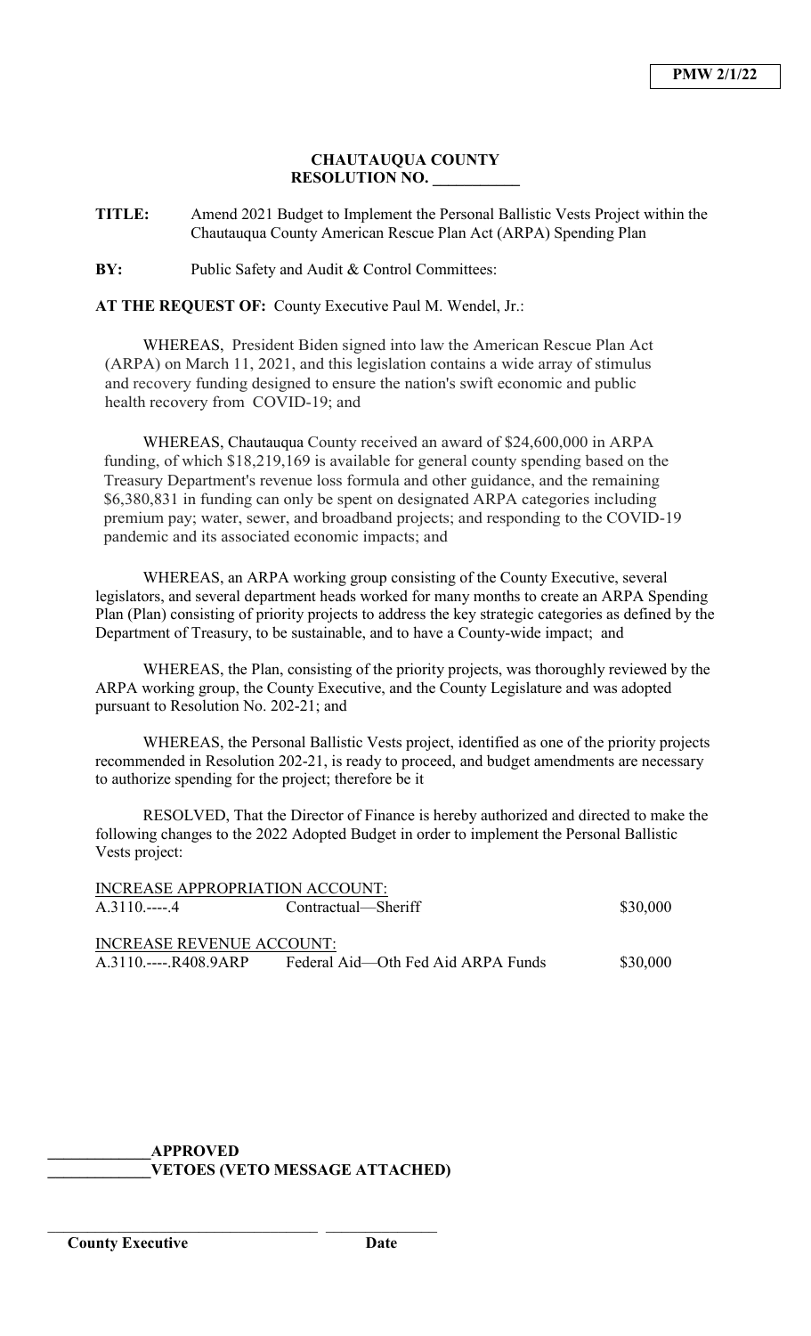**PMW 2/1/22**

**CHAUTAUQUA COUNTY**
**RESOLUTION NO. \_\_\_\_\_\_\_\_\_\_\_**

**TITLE:** Amend 2021 Budget to Implement the Personal Ballistic Vests Project within the Chautauqua County American Rescue Plan Act (ARPA) Spending Plan

**BY:** Public Safety and Audit & Control Committees:

**AT THE REQUEST OF:** County Executive Paul M. Wendel, Jr.:

WHEREAS, President Biden signed into law the American Rescue Plan Act (ARPA) on March 11, 2021, and this legislation contains a wide array of stimulus and recovery funding designed to ensure the nation's swift economic and public health recovery from COVID-19; and

WHEREAS, Chautauqua County received an award of $24,600,000 in ARPA funding, of which $18,219,169 is available for general county spending based on the Treasury Department's revenue loss formula and other guidance, and the remaining $6,380,831 in funding can only be spent on designated ARPA categories including premium pay; water, sewer, and broadband projects; and responding to the COVID-19 pandemic and its associated economic impacts; and

WHEREAS, an ARPA working group consisting of the County Executive, several legislators, and several department heads worked for many months to create an ARPA Spending Plan (Plan) consisting of priority projects to address the key strategic categories as defined by the Department of Treasury, to be sustainable, and to have a County-wide impact; and

WHEREAS, the Plan, consisting of the priority projects, was thoroughly reviewed by the ARPA working group, the County Executive, and the County Legislature and was adopted pursuant to Resolution No. 202-21; and

WHEREAS, the Personal Ballistic Vests project, identified as one of the priority projects recommended in Resolution 202-21, is ready to proceed, and budget amendments are necessary to authorize spending for the project; therefore be it

RESOLVED, That the Director of Finance is hereby authorized and directed to make the following changes to the 2022 Adopted Budget in order to implement the Personal Ballistic Vests project:

INCREASE APPROPRIATION ACCOUNT:

| | | |
|---|---|---|
| A.3110.----.4 | Contractual—Sheriff | $30,000 |

INCREASE REVENUE ACCOUNT:

| | | |
|---|---|---|
| A.3110.----.R408.9ARP | Federal Aid—Oth Fed Aid ARPA Funds | $30,000 |

\_\_\_\_\_\_\_\_\_\_\_\_\_**APPROVED**
\_\_\_\_\_\_\_\_\_\_\_\_\_**VETOES (VETO MESSAGE ATTACHED)**

\_\_\_\_\_\_\_\_\_\_\_\_\_\_\_\_\_\_\_\_\_\_\_\_\_\_\_\_\_\_\_\_\_\_\_ \_\_\_\_\_\_\_\_\_\_\_\_\_\_\_
**County Executive** **Date**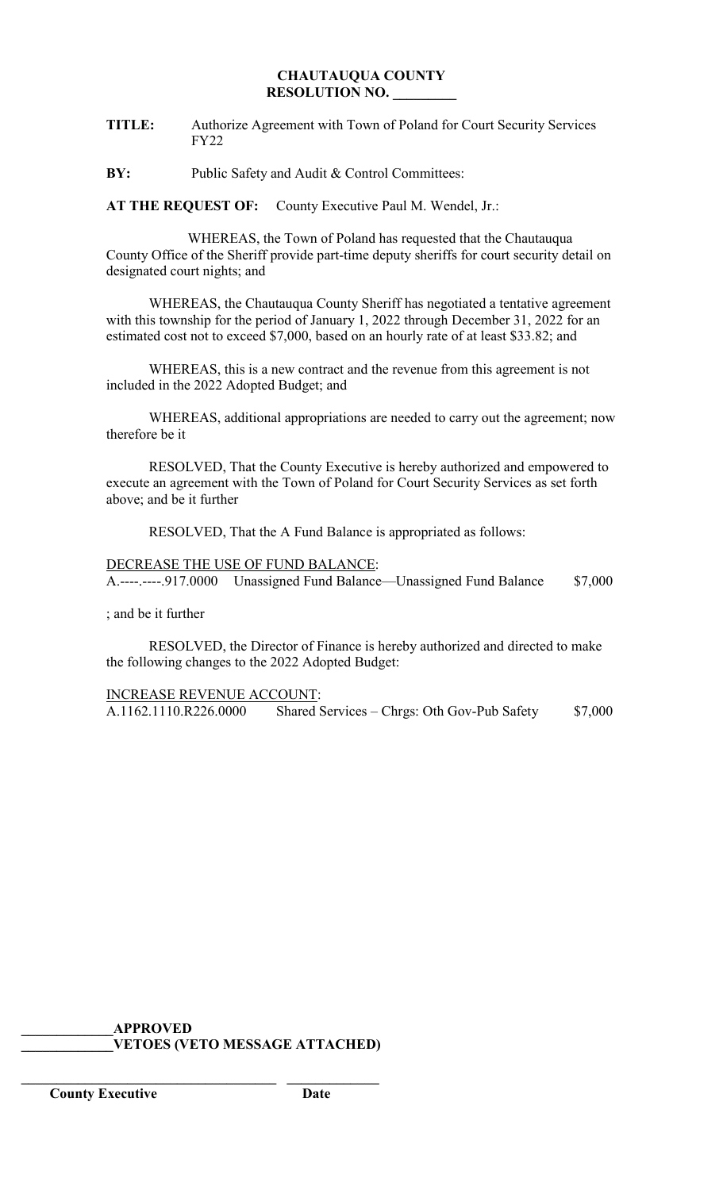**CHAUTAUQUA COUNTY**
**RESOLUTION NO. _________**

**TITLE:** Authorize Agreement with Town of Poland for Court Security Services FY22

**BY:** Public Safety and Audit & Control Committees:

**AT THE REQUEST OF:** County Executive Paul M. Wendel, Jr.:

WHEREAS, the Town of Poland has requested that the Chautauqua County Office of the Sheriff provide part-time deputy sheriffs for court security detail on designated court nights; and

WHEREAS, the Chautauqua County Sheriff has negotiated a tentative agreement with this township for the period of January 1, 2022 through December 31, 2022 for an estimated cost not to exceed $7,000, based on an hourly rate of at least $33.82; and

WHEREAS, this is a new contract and the revenue from this agreement is not included in the 2022 Adopted Budget; and

WHEREAS, additional appropriations are needed to carry out the agreement; now therefore be it

RESOLVED, That the County Executive is hereby authorized and empowered to execute an agreement with the Town of Poland for Court Security Services as set forth above; and be it further

RESOLVED, That the A Fund Balance is appropriated as follows:

DECREASE THE USE OF FUND BALANCE:

| | | |
|---|---|---|
| A.----.-----.917.0000 | Unassigned Fund Balance—Unassigned Fund Balance | $7,000 |

; and be it further

RESOLVED, the Director of Finance is hereby authorized and directed to make the following changes to the 2022 Adopted Budget:

INCREASE REVENUE ACCOUNT:

| | | |
|---|---|---|
| A.1162.1110.R226.0000 | Shared Services – Chrgs: Oth Gov-Pub Safety | $7,000 |

_____________**APPROVED**
_____________**VETOES (VETO MESSAGE ATTACHED)**

_____________________________________ _____________
**County Executive** **Date**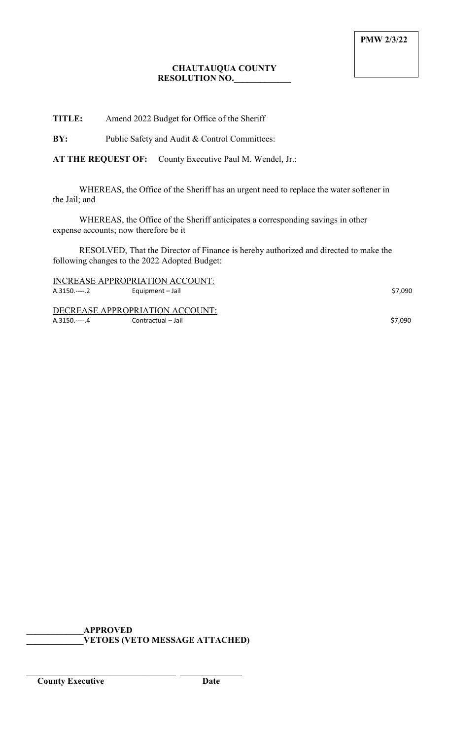**PMW 2/3/22**

**CHAUTAUQUA COUNTY**
**RESOLUTION NO.\_\_\_\_\_\_\_\_\_\_\_\_\_**

**TITLE:** Amend 2022 Budget for Office of the Sheriff

**BY:** Public Safety and Audit & Control Committees:

**AT THE REQUEST OF:** County Executive Paul M. Wendel, Jr.:

WHEREAS, the Office of the Sheriff has an urgent need to replace the water softener in the Jail; and

WHEREAS, the Office of the Sheriff anticipates a corresponding savings in other expense accounts; now therefore be it

RESOLVED, That the Director of Finance is hereby authorized and directed to make the following changes to the 2022 Adopted Budget:

INCREASE APPROPRIATION ACCOUNT:

| | | |
|---|---|---|
| A.3150.----.2 | Equipment – Jail | $7,090 |

DECREASE APPROPRIATION ACCOUNT:

| | | |
|---|---|---|
| A.3150.----.4 | Contractual – Jail | $7,090 |

\_\_\_\_\_\_\_\_\_\_\_\_\_**APPROVED**
\_\_\_\_\_\_\_\_\_\_\_\_\_**VETOES (VETO MESSAGE ATTACHED)**

\_\_\_\_\_\_\_\_\_\_\_\_\_\_\_\_\_\_\_\_\_\_\_\_\_\_\_\_\_\_\_\_\_\_\_ \_\_\_\_\_\_\_\_\_\_\_\_\_\_
**County Executive** **Date**